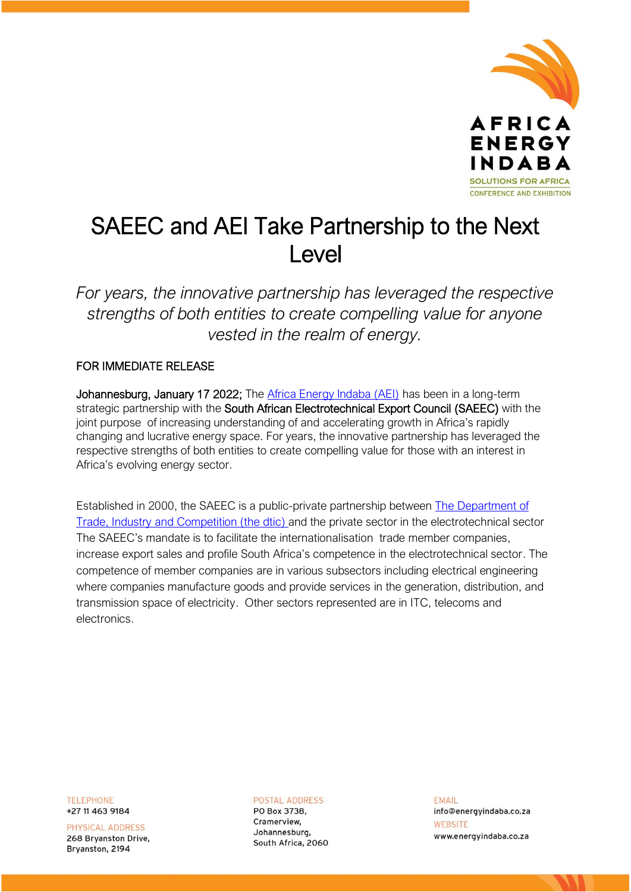# SAEEC and AEI Take Partnership to the Next Level

*For years, the innovative partnership has leveraged the respective strengths of both entities to create compelling value for anyone vested in the realm of energy.*

FOR IMMEDIATE RELEASE

**Johannesburg, January 17 2022;** The [Africa Energy Indaba (AEI)] has been in a long-term strategic partnership with the **South African Electrotechnical Export Council (SAEEC)** with the joint purpose of increasing understanding of and accelerating growth in Africa's rapidly changing and lucrative energy space. For years, the innovative partnership has leveraged the respective strengths of both entities to create compelling value for those with an interest in Africa's evolving energy sector.

Established in 2000, the SAEEC is a public-private partnership between [The Department of Trade, Industry and Competition (the dtic)] and the private sector in the electrotechnical sector The SAEEC's mandate is to facilitate the internationalisation trade member companies, increase export sales and profile South Africa's competence in the electrotechnical sector. The competence of member companies are in various subsectors including electrical engineering where companies manufacture goods and provide services in the generation, distribution, and transmission space of electricity. Other sectors represented are in ITC, telecoms and electronics.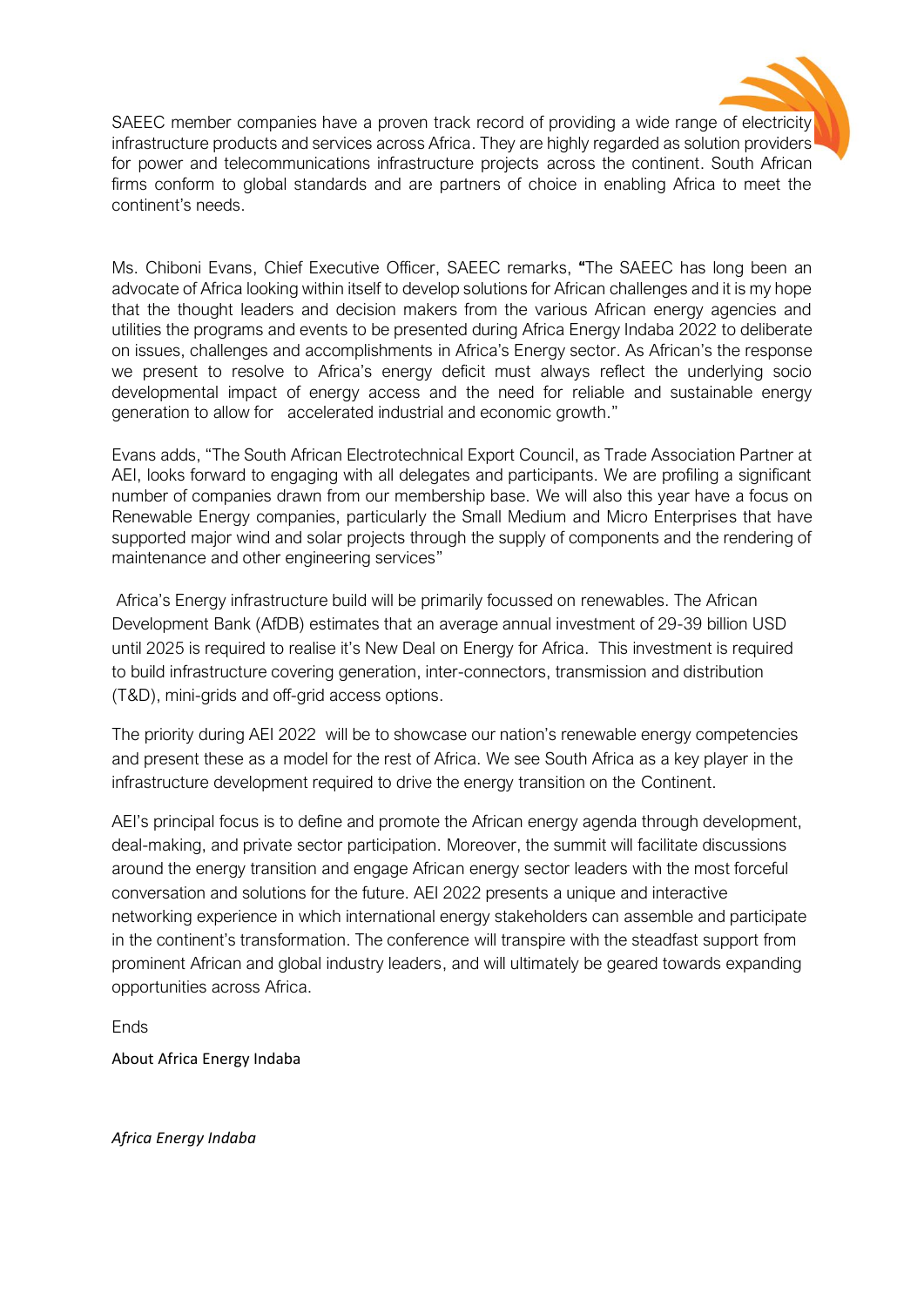SAEEC member companies have a proven track record of providing a wide range of electricity infrastructure products and services across Africa. They are highly regarded as solution providers for power and telecommunications infrastructure projects across the continent. South African firms conform to global standards and are partners of choice in enabling Africa to meet the continent's needs.

Ms. Chiboni Evans, Chief Executive Officer, SAEEC remarks, **"**The SAEEC has long been an advocate of Africa looking within itself to develop solutions for African challenges and it is my hope that the thought leaders and decision makers from the various African energy agencies and utilities the programs and events to be presented during Africa Energy Indaba 2022 to deliberate on issues, challenges and accomplishments in Africa's Energy sector. As African's the response we present to resolve to Africa's energy deficit must always reflect the underlying socio developmental impact of energy access and the need for reliable and sustainable energy generation to allow for  accelerated industrial and economic growth."

Evans adds, "The South African Electrotechnical Export Council, as Trade Association Partner at AEI, looks forward to engaging with all delegates and participants. We are profiling a significant number of companies drawn from our membership base. We will also this year have a focus on Renewable Energy companies, particularly the Small Medium and Micro Enterprises that have supported major wind and solar projects through the supply of components and the rendering of maintenance and other engineering services"

Africa's Energy infrastructure build will be primarily focussed on renewables. The African Development Bank (AfDB) estimates that an average annual investment of 29-39 billion USD until 2025 is required to realise it's New Deal on Energy for Africa. This investment is required to build infrastructure covering generation, inter-connectors, transmission and distribution (T&D), mini-grids and off-grid access options.

The priority during AEI 2022 will be to showcase our nation's renewable energy competencies and present these as a model for the rest of Africa. We see South Africa as a key player in the infrastructure development required to drive the energy transition on the Continent.

AEI's principal focus is to define and promote the African energy agenda through development, deal-making, and private sector participation. Moreover, the summit will facilitate discussions around the energy transition and engage African energy sector leaders with the most forceful conversation and solutions for the future. AEI 2022 presents a unique and interactive networking experience in which international energy stakeholders can assemble and participate in the continent's transformation. The conference will transpire with the steadfast support from prominent African and global industry leaders, and will ultimately be geared towards expanding opportunities across Africa.

Ends

About Africa Energy Indaba

*Africa Energy Indaba*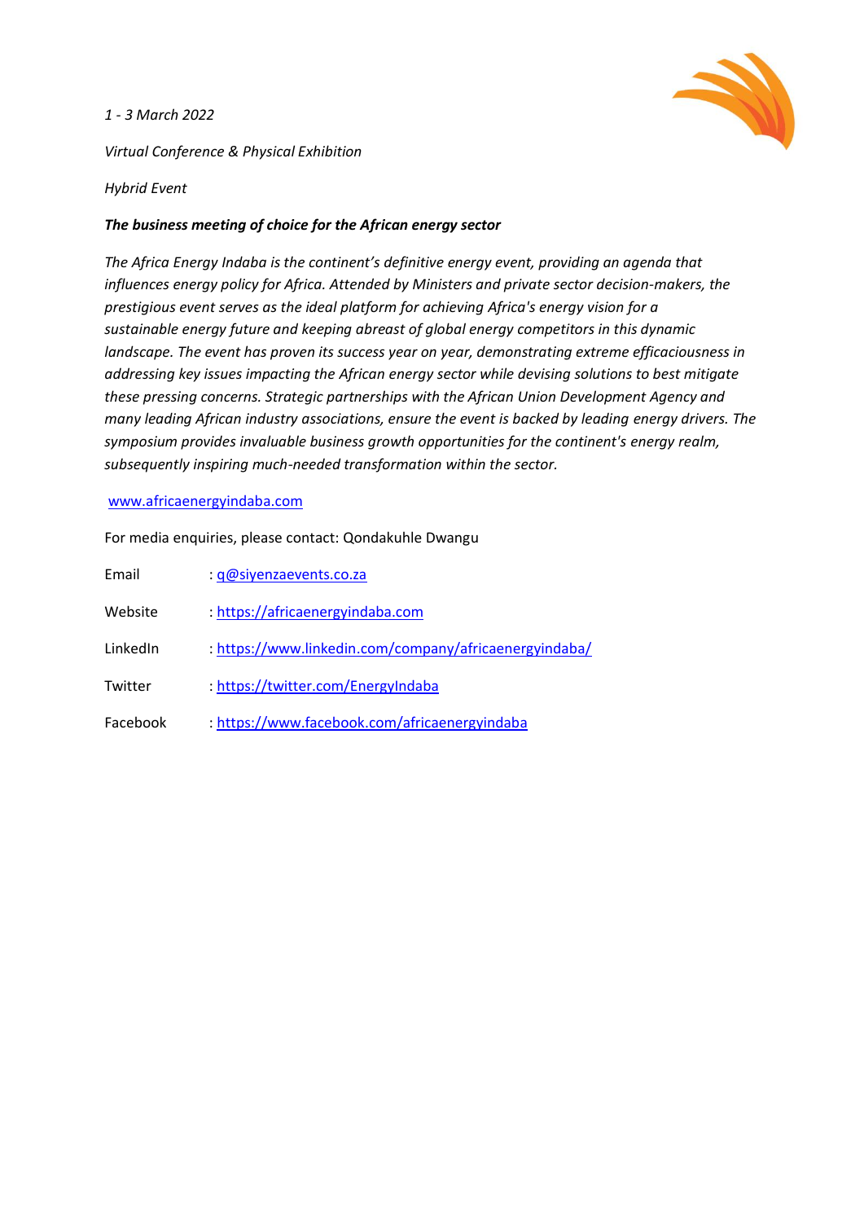*1 - 3 March 2022*

*Virtual Conference & Physical Exhibition*

*Hybrid Event*

***The business meeting of choice for the African energy sector***

*The Africa Energy Indaba is the continent's definitive energy event, providing an agenda that influences energy policy for Africa. Attended by Ministers and private sector decision-makers, the prestigious event serves as the ideal platform for achieving Africa's energy vision for a sustainable energy future and keeping abreast of global energy competitors in this dynamic landscape. The event has proven its success year on year, demonstrating extreme efficaciousness in addressing key issues impacting the African energy sector while devising solutions to best mitigate these pressing concerns. Strategic partnerships with the African Union Development Agency and many leading African industry associations, ensure the event is backed by leading energy drivers. The symposium provides invaluable business growth opportunities for the continent's energy realm, subsequently inspiring much-needed transformation within the sector.*

www.africaenergyindaba.com

For media enquiries, please contact: Qondakuhle Dwangu

| | |
|---|---|
| Email | : q@siyenzaevents.co.za |
| Website | : https://africaenergyindaba.com |
| LinkedIn | : https://www.linkedin.com/company/africaenergyindaba/ |
| Twitter | : https://twitter.com/EnergyIndaba |
| Facebook | : https://www.facebook.com/africaenergyindaba |